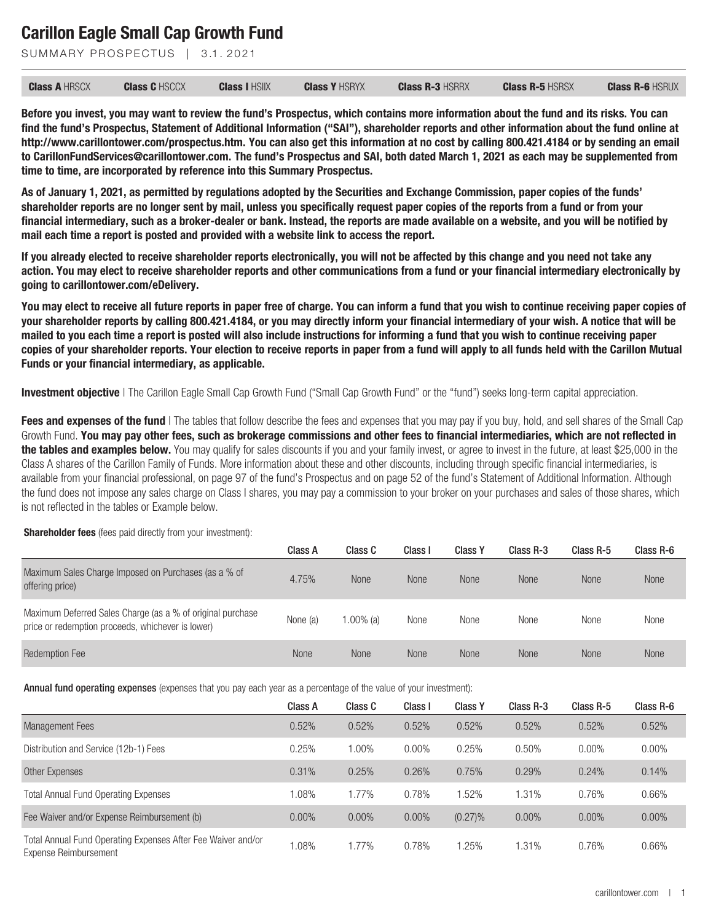# Carillon Eagle Small Cap Growth Fund

SUMMARY PROSPECTUS | 3.1.2021

| **Class A** HRSCX | **Class C** HSCCX | **Class I** HSIIX | **Class Y** HSRYX | **Class R-3** HSRRX | **Class R-5** HSRSX | **Class R-6** HSRUX |
|---|---|---|---|---|---|---|

**Before you invest, you may want to review the fund's Prospectus, which contains more information about the fund and its risks. You can find the fund's Prospectus, Statement of Additional Information ("SAI"), shareholder reports and other information about the fund online at http://www.carillontower.com/prospectus.htm. You can also get this information at no cost by calling 800.421.4184 or by sending an email to CarillonFundServices@carillontower.com. The fund's Prospectus and SAI, both dated March 1, 2021 as each may be supplemented from time to time, are incorporated by reference into this Summary Prospectus.**

**As of January 1, 2021, as permitted by regulations adopted by the Securities and Exchange Commission, paper copies of the funds' shareholder reports are no longer sent by mail, unless you specifically request paper copies of the reports from a fund or from your financial intermediary, such as a broker-dealer or bank. Instead, the reports are made available on a website, and you will be notified by mail each time a report is posted and provided with a website link to access the report.**

**If you already elected to receive shareholder reports electronically, you will not be affected by this change and you need not take any action. You may elect to receive shareholder reports and other communications from a fund or your financial intermediary electronically by going to carillontower.com/eDelivery.**

**You may elect to receive all future reports in paper free of charge. You can inform a fund that you wish to continue receiving paper copies of your shareholder reports by calling 800.421.4184, or you may directly inform your financial intermediary of your wish. A notice that will be mailed to you each time a report is posted will also include instructions for informing a fund that you wish to continue receiving paper copies of your shareholder reports. Your election to receive reports in paper from a fund will apply to all funds held with the Carillon Mutual Funds or your financial intermediary, as applicable.**

**Investment objective** | The Carillon Eagle Small Cap Growth Fund ("Small Cap Growth Fund" or the "fund") seeks long-term capital appreciation.

**Fees and expenses of the fund** | The tables that follow describe the fees and expenses that you may pay if you buy, hold, and sell shares of the Small Cap Growth Fund. **You may pay other fees, such as brokerage commissions and other fees to financial intermediaries, which are not reflected in the tables and examples below.** You may qualify for sales discounts if you and your family invest, or agree to invest in the future, at least $25,000 in the Class A shares of the Carillon Family of Funds. More information about these and other discounts, including through specific financial intermediaries, is available from your financial professional, on page 97 of the fund's Prospectus and on page 52 of the fund's Statement of Additional Information. Although the fund does not impose any sales charge on Class I shares, you may pay a commission to your broker on your purchases and sales of those shares, which is not reflected in the tables or Example below.

**Shareholder fees** (fees paid directly from your investment):

| | Class A | Class C | Class I | Class Y | Class R-3 | Class R-5 | Class R-6 |
|---|---|---|---|---|---|---|---|
| Maximum Sales Charge Imposed on Purchases (as a % of offering price) | 4.75% | None | None | None | None | None | None |
| Maximum Deferred Sales Charge (as a % of original purchase price or redemption proceeds, whichever is lower) | None (a) | 1.00% (a) | None | None | None | None | None |
| Redemption Fee | None | None | None | None | None | None | None |

**Annual fund operating expenses** (expenses that you pay each year as a percentage of the value of your investment):

| | Class A | Class C | Class I | Class Y | Class R-3 | Class R-5 | Class R-6 |
|---|---|---|---|---|---|---|---|
| Management Fees | 0.52% | 0.52% | 0.52% | 0.52% | 0.52% | 0.52% | 0.52% |
| Distribution and Service (12b-1) Fees | 0.25% | 1.00% | 0.00% | 0.25% | 0.50% | 0.00% | 0.00% |
| Other Expenses | 0.31% | 0.25% | 0.26% | 0.75% | 0.29% | 0.24% | 0.14% |
| Total Annual Fund Operating Expenses | 1.08% | 1.77% | 0.78% | 1.52% | 1.31% | 0.76% | 0.66% |
| Fee Waiver and/or Expense Reimbursement (b) | 0.00% | 0.00% | 0.00% | (0.27)% | 0.00% | 0.00% | 0.00% |
| Total Annual Fund Operating Expenses After Fee Waiver and/or Expense Reimbursement | 1.08% | 1.77% | 0.78% | 1.25% | 1.31% | 0.76% | 0.66% |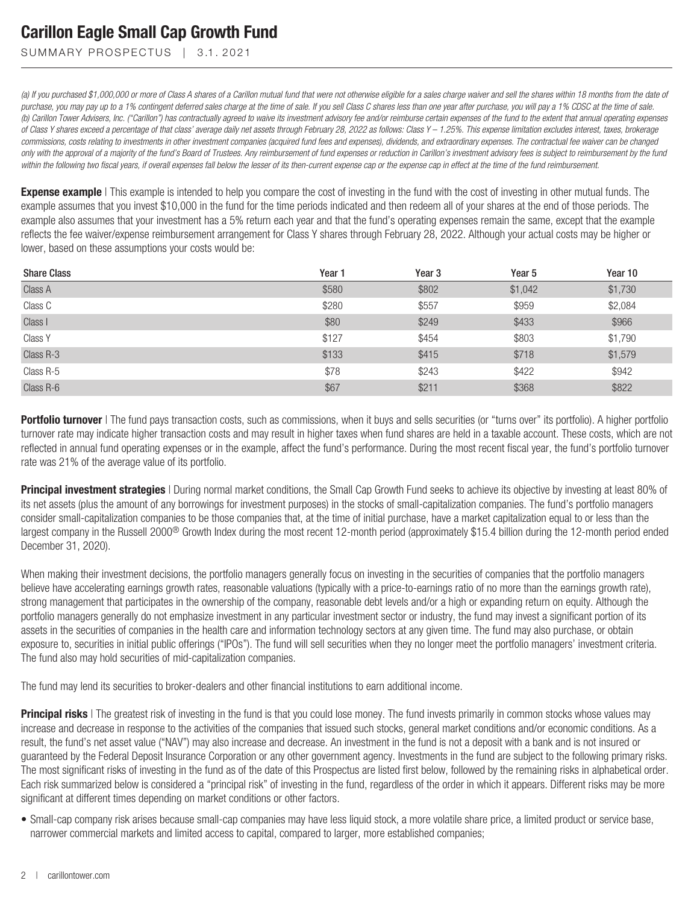*(a) If you purchased $1,000,000 or more of Class A shares of a Carillon mutual fund that were not otherwise eligible for a sales charge waiver and sell the shares within 18 months from the date of purchase, you may pay up to a 1% contingent deferred sales charge at the time of sale. If you sell Class C shares less than one year after purchase, you will pay a 1% CDSC at the time of sale.*
*(b) Carillon Tower Advisers, Inc. ("Carillon") has contractually agreed to waive its investment advisory fee and/or reimburse certain expenses of the fund to the extent that annual operating expenses of Class Y shares exceed a percentage of that class' average daily net assets through February 28, 2022 as follows: Class Y – 1.25%. This expense limitation excludes interest, taxes, brokerage commissions, costs relating to investments in other investment companies (acquired fund fees and expenses), dividends, and extraordinary expenses. The contractual fee waiver can be changed only with the approval of a majority of the fund's Board of Trustees. Any reimbursement of fund expenses or reduction in Carillon's investment advisory fees is subject to reimbursement by the fund within the following two fiscal years, if overall expenses fall below the lesser of its then-current expense cap or the expense cap in effect at the time of the fund reimbursement.*

**Expense example** | This example is intended to help you compare the cost of investing in the fund with the cost of investing in other mutual funds. The example assumes that you invest $10,000 in the fund for the time periods indicated and then redeem all of your shares at the end of those periods. The example also assumes that your investment has a 5% return each year and that the fund's operating expenses remain the same, except that the example reflects the fee waiver/expense reimbursement arrangement for Class Y shares through February 28, 2022. Although your actual costs may be higher or lower, based on these assumptions your costs would be:

| Share Class | Year 1 | Year 3 | Year 5 | Year 10 |
|---|---|---|---|---|
| Class A | $580 | $802 | $1,042 | $1,730 |
| Class C | $280 | $557 | $959 | $2,084 |
| Class I | $80 | $249 | $433 | $966 |
| Class Y | $127 | $454 | $803 | $1,790 |
| Class R-3 | $133 | $415 | $718 | $1,579 |
| Class R-5 | $78 | $243 | $422 | $942 |
| Class R-6 | $67 | $211 | $368 | $822 |

**Portfolio turnover** | The fund pays transaction costs, such as commissions, when it buys and sells securities (or "turns over" its portfolio). A higher portfolio turnover rate may indicate higher transaction costs and may result in higher taxes when fund shares are held in a taxable account. These costs, which are not reflected in annual fund operating expenses or in the example, affect the fund's performance. During the most recent fiscal year, the fund's portfolio turnover rate was 21% of the average value of its portfolio.

**Principal investment strategies** | During normal market conditions, the Small Cap Growth Fund seeks to achieve its objective by investing at least 80% of its net assets (plus the amount of any borrowings for investment purposes) in the stocks of small-capitalization companies. The fund's portfolio managers consider small-capitalization companies to be those companies that, at the time of initial purchase, have a market capitalization equal to or less than the largest company in the Russell 2000® Growth Index during the most recent 12-month period (approximately $15.4 billion during the 12-month period ended December 31, 2020).

When making their investment decisions, the portfolio managers generally focus on investing in the securities of companies that the portfolio managers believe have accelerating earnings growth rates, reasonable valuations (typically with a price-to-earnings ratio of no more than the earnings growth rate), strong management that participates in the ownership of the company, reasonable debt levels and/or a high or expanding return on equity. Although the portfolio managers generally do not emphasize investment in any particular investment sector or industry, the fund may invest a significant portion of its assets in the securities of companies in the health care and information technology sectors at any given time. The fund may also purchase, or obtain exposure to, securities in initial public offerings ("IPOs"). The fund will sell securities when they no longer meet the portfolio managers' investment criteria. The fund also may hold securities of mid-capitalization companies.

The fund may lend its securities to broker-dealers and other financial institutions to earn additional income.

**Principal risks** | The greatest risk of investing in the fund is that you could lose money. The fund invests primarily in common stocks whose values may increase and decrease in response to the activities of the companies that issued such stocks, general market conditions and/or economic conditions. As a result, the fund's net asset value ("NAV") may also increase and decrease. An investment in the fund is not a deposit with a bank and is not insured or guaranteed by the Federal Deposit Insurance Corporation or any other government agency. Investments in the fund are subject to the following primary risks. The most significant risks of investing in the fund as of the date of this Prospectus are listed first below, followed by the remaining risks in alphabetical order. Each risk summarized below is considered a "principal risk" of investing in the fund, regardless of the order in which it appears. Different risks may be more significant at different times depending on market conditions or other factors.

- Small-cap company risk arises because small-cap companies may have less liquid stock, a more volatile share price, a limited product or service base, narrower commercial markets and limited access to capital, compared to larger, more established companies;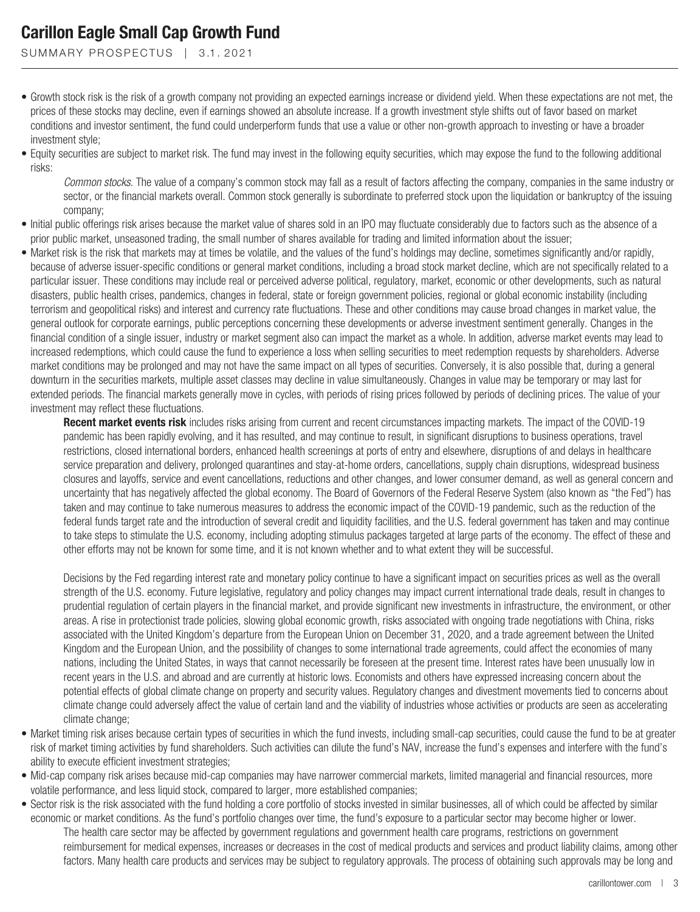- Growth stock risk is the risk of a growth company not providing an expected earnings increase or dividend yield. When these expectations are not met, the prices of these stocks may decline, even if earnings showed an absolute increase. If a growth investment style shifts out of favor based on market conditions and investor sentiment, the fund could underperform funds that use a value or other non-growth approach to investing or have a broader investment style;
- Equity securities are subject to market risk. The fund may invest in the following equity securities, which may expose the fund to the following additional risks:

  *Common stocks*. The value of a company's common stock may fall as a result of factors affecting the company, companies in the same industry or sector, or the financial markets overall. Common stock generally is subordinate to preferred stock upon the liquidation or bankruptcy of the issuing company;
- Initial public offerings risk arises because the market value of shares sold in an IPO may fluctuate considerably due to factors such as the absence of a prior public market, unseasoned trading, the small number of shares available for trading and limited information about the issuer;
- Market risk is the risk that markets may at times be volatile, and the values of the fund's holdings may decline, sometimes significantly and/or rapidly, because of adverse issuer-specific conditions or general market conditions, including a broad stock market decline, which are not specifically related to a particular issuer. These conditions may include real or perceived adverse political, regulatory, market, economic or other developments, such as natural disasters, public health crises, pandemics, changes in federal, state or foreign government policies, regional or global economic instability (including terrorism and geopolitical risks) and interest and currency rate fluctuations. These and other conditions may cause broad changes in market value, the general outlook for corporate earnings, public perceptions concerning these developments or adverse investment sentiment generally. Changes in the financial condition of a single issuer, industry or market segment also can impact the market as a whole. In addition, adverse market events may lead to increased redemptions, which could cause the fund to experience a loss when selling securities to meet redemption requests by shareholders. Adverse market conditions may be prolonged and may not have the same impact on all types of securities. Conversely, it is also possible that, during a general downturn in the securities markets, multiple asset classes may decline in value simultaneously. Changes in value may be temporary or may last for extended periods. The financial markets generally move in cycles, with periods of rising prices followed by periods of declining prices. The value of your investment may reflect these fluctuations.

  **Recent market events risk** includes risks arising from current and recent circumstances impacting markets. The impact of the COVID-19 pandemic has been rapidly evolving, and it has resulted, and may continue to result, in significant disruptions to business operations, travel restrictions, closed international borders, enhanced health screenings at ports of entry and elsewhere, disruptions of and delays in healthcare service preparation and delivery, prolonged quarantines and stay-at-home orders, cancellations, supply chain disruptions, widespread business closures and layoffs, service and event cancellations, reductions and other changes, and lower consumer demand, as well as general concern and uncertainty that has negatively affected the global economy. The Board of Governors of the Federal Reserve System (also known as "the Fed") has taken and may continue to take numerous measures to address the economic impact of the COVID-19 pandemic, such as the reduction of the federal funds target rate and the introduction of several credit and liquidity facilities, and the U.S. federal government has taken and may continue to take steps to stimulate the U.S. economy, including adopting stimulus packages targeted at large parts of the economy. The effect of these and other efforts may not be known for some time, and it is not known whether and to what extent they will be successful.

  Decisions by the Fed regarding interest rate and monetary policy continue to have a significant impact on securities prices as well as the overall strength of the U.S. economy. Future legislative, regulatory and policy changes may impact current international trade deals, result in changes to prudential regulation of certain players in the financial market, and provide significant new investments in infrastructure, the environment, or other areas. A rise in protectionist trade policies, slowing global economic growth, risks associated with ongoing trade negotiations with China, risks associated with the United Kingdom's departure from the European Union on December 31, 2020, and a trade agreement between the United Kingdom and the European Union, and the possibility of changes to some international trade agreements, could affect the economies of many nations, including the United States, in ways that cannot necessarily be foreseen at the present time. Interest rates have been unusually low in recent years in the U.S. and abroad and are currently at historic lows. Economists and others have expressed increasing concern about the potential effects of global climate change on property and security values. Regulatory changes and divestment movements tied to concerns about climate change could adversely affect the value of certain land and the viability of industries whose activities or products are seen as accelerating climate change;
- Market timing risk arises because certain types of securities in which the fund invests, including small-cap securities, could cause the fund to be at greater risk of market timing activities by fund shareholders. Such activities can dilute the fund's NAV, increase the fund's expenses and interfere with the fund's ability to execute efficient investment strategies;
- Mid-cap company risk arises because mid-cap companies may have narrower commercial markets, limited managerial and financial resources, more volatile performance, and less liquid stock, compared to larger, more established companies;
- Sector risk is the risk associated with the fund holding a core portfolio of stocks invested in similar businesses, all of which could be affected by similar economic or market conditions. As the fund's portfolio changes over time, the fund's exposure to a particular sector may become higher or lower.

  The health care sector may be affected by government regulations and government health care programs, restrictions on government reimbursement for medical expenses, increases or decreases in the cost of medical products and services and product liability claims, among other factors. Many health care products and services may be subject to regulatory approvals. The process of obtaining such approvals may be long and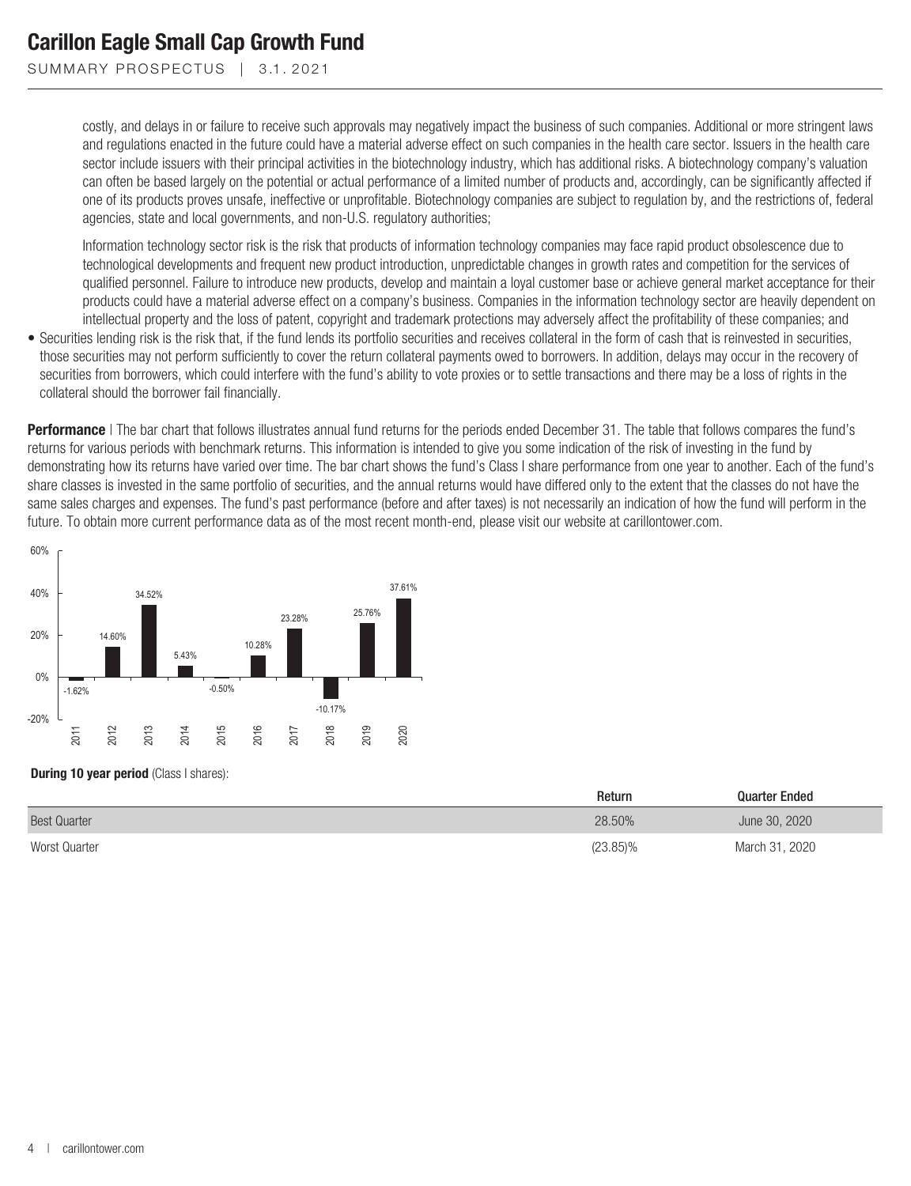costly, and delays in or failure to receive such approvals may negatively impact the business of such companies. Additional or more stringent laws and regulations enacted in the future could have a material adverse effect on such companies in the health care sector. Issuers in the health care sector include issuers with their principal activities in the biotechnology industry, which has additional risks. A biotechnology company's valuation can often be based largely on the potential or actual performance of a limited number of products and, accordingly, can be significantly affected if one of its products proves unsafe, ineffective or unprofitable. Biotechnology companies are subject to regulation by, and the restrictions of, federal agencies, state and local governments, and non-U.S. regulatory authorities;

Information technology sector risk is the risk that products of information technology companies may face rapid product obsolescence due to technological developments and frequent new product introduction, unpredictable changes in growth rates and competition for the services of qualified personnel. Failure to introduce new products, develop and maintain a loyal customer base or achieve general market acceptance for their products could have a material adverse effect on a company's business. Companies in the information technology sector are heavily dependent on intellectual property and the loss of patent, copyright and trademark protections may adversely affect the profitability of these companies; and

- Securities lending risk is the risk that, if the fund lends its portfolio securities and receives collateral in the form of cash that is reinvested in securities, those securities may not perform sufficiently to cover the return collateral payments owed to borrowers. In addition, delays may occur in the recovery of securities from borrowers, which could interfere with the fund's ability to vote proxies or to settle transactions and there may be a loss of rights in the collateral should the borrower fail financially.

**Performance** | The bar chart that follows illustrates annual fund returns for the periods ended December 31. The table that follows compares the fund's returns for various periods with benchmark returns. This information is intended to give you some indication of the risk of investing in the fund by demonstrating how its returns have varied over time. The bar chart shows the fund's Class I share performance from one year to another. Each of the fund's share classes is invested in the same portfolio of securities, and the annual returns would have differed only to the extent that the classes do not have the same sales charges and expenses. The fund's past performance (before and after taxes) is not necessarily an indication of how the fund will perform in the future. To obtain more current performance data as of the most recent month-end, please visit our website at carillontower.com.

| Year | Annual Return |
|---|---|
| 2011 | -1.62% |
| 2012 | 14.60% |
| 2013 | 34.52% |
| 2014 | 5.43% |
| 2015 | -0.50% |
| 2016 | 10.28% |
| 2017 | 23.28% |
| 2018 | -10.17% |
| 2019 | 25.76% |
| 2020 | 37.61% |

**During 10 year period** (Class I shares):

| | Return | Quarter Ended |
|---|---|---|
| Best Quarter | 28.50% | June 30, 2020 |
| Worst Quarter | (23.85)% | March 31, 2020 |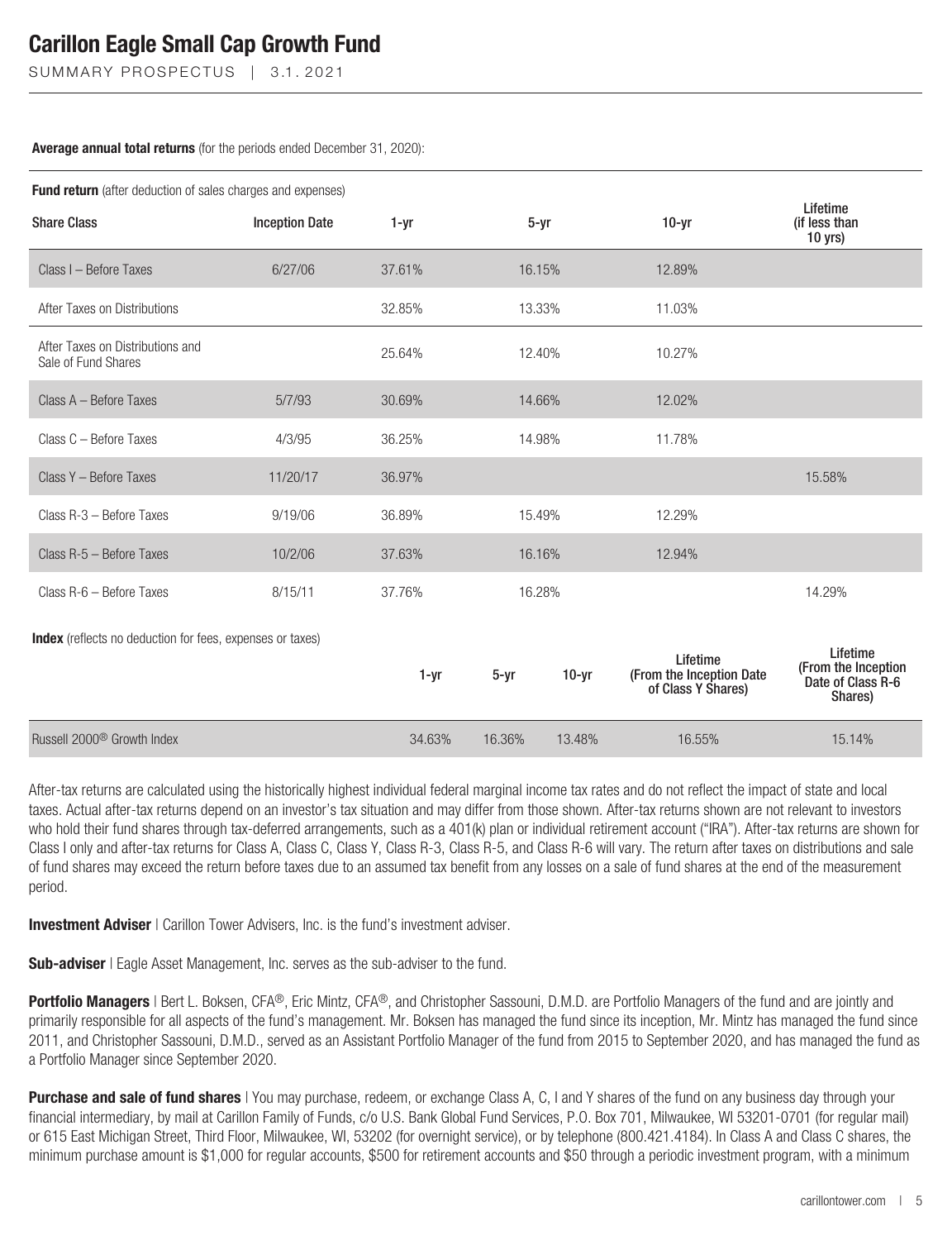**Average annual total returns** (for the periods ended December 31, 2020):

**Fund return** (after deduction of sales charges and expenses)

| Share Class | Inception Date | 1-yr | 5-yr | 10-yr | Lifetime (if less than 10 yrs) |
|---|---|---|---|---|---|
| Class I – Before Taxes | 6/27/06 | 37.61% | 16.15% | 12.89% | |
| After Taxes on Distributions | | 32.85% | 13.33% | 11.03% | |
| After Taxes on Distributions and Sale of Fund Shares | | 25.64% | 12.40% | 10.27% | |
| Class A – Before Taxes | 5/7/93 | 30.69% | 14.66% | 12.02% | |
| Class C – Before Taxes | 4/3/95 | 36.25% | 14.98% | 11.78% | |
| Class Y – Before Taxes | 11/20/17 | 36.97% | | | 15.58% |
| Class R-3 – Before Taxes | 9/19/06 | 36.89% | 15.49% | 12.29% | |
| Class R-5 – Before Taxes | 10/2/06 | 37.63% | 16.16% | 12.94% | |
| Class R-6 – Before Taxes | 8/15/11 | 37.76% | 16.28% | | 14.29% |

**Index** (reflects no deduction for fees, expenses or taxes)

| | 1-yr | 5-yr | 10-yr | Lifetime (From the Inception Date of Class Y Shares) | Lifetime (From the Inception Date of Class R-6 Shares) |
|---|---|---|---|---|---|
| Russell 2000® Growth Index | 34.63% | 16.36% | 13.48% | 16.55% | 15.14% |

After-tax returns are calculated using the historically highest individual federal marginal income tax rates and do not reflect the impact of state and local taxes. Actual after-tax returns depend on an investor's tax situation and may differ from those shown. After-tax returns shown are not relevant to investors who hold their fund shares through tax-deferred arrangements, such as a 401(k) plan or individual retirement account ("IRA"). After-tax returns are shown for Class I only and after-tax returns for Class A, Class C, Class Y, Class R-3, Class R-5, and Class R-6 will vary. The return after taxes on distributions and sale of fund shares may exceed the return before taxes due to an assumed tax benefit from any losses on a sale of fund shares at the end of the measurement period.

**Investment Adviser** | Carillon Tower Advisers, Inc. is the fund's investment adviser.

**Sub-adviser** | Eagle Asset Management, Inc. serves as the sub-adviser to the fund.

**Portfolio Managers** | Bert L. Boksen, CFA®, Eric Mintz, CFA®, and Christopher Sassouni, D.M.D. are Portfolio Managers of the fund and are jointly and primarily responsible for all aspects of the fund's management. Mr. Boksen has managed the fund since its inception, Mr. Mintz has managed the fund since 2011, and Christopher Sassouni, D.M.D., served as an Assistant Portfolio Manager of the fund from 2015 to September 2020, and has managed the fund as a Portfolio Manager since September 2020.

**Purchase and sale of fund shares** | You may purchase, redeem, or exchange Class A, C, I and Y shares of the fund on any business day through your financial intermediary, by mail at Carillon Family of Funds, c/o U.S. Bank Global Fund Services, P.O. Box 701, Milwaukee, WI 53201-0701 (for regular mail) or 615 East Michigan Street, Third Floor, Milwaukee, WI, 53202 (for overnight service), or by telephone (800.421.4184). In Class A and Class C shares, the minimum purchase amount is $1,000 for regular accounts, $500 for retirement accounts and $50 through a periodic investment program, with a minimum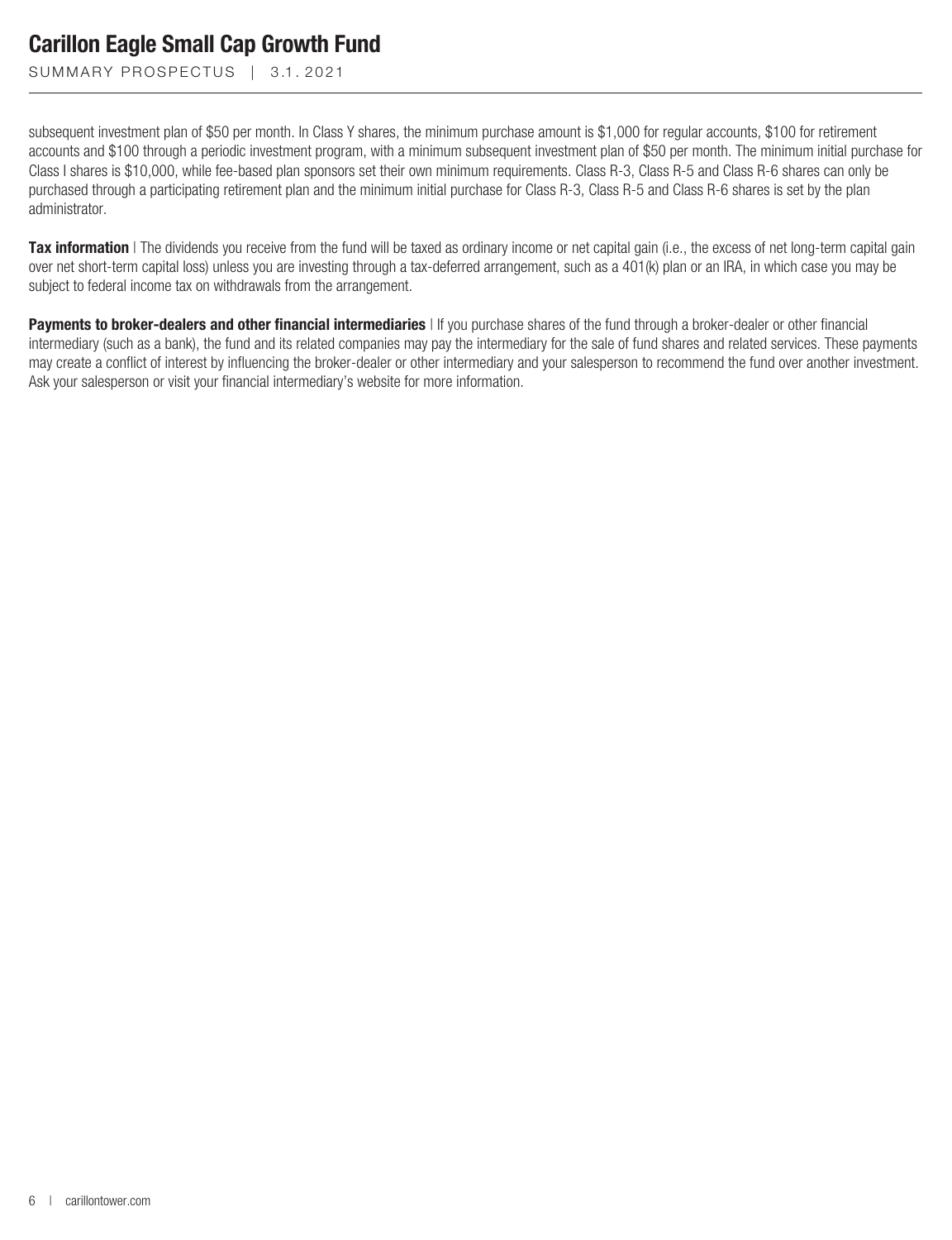subsequent investment plan of $50 per month. In Class Y shares, the minimum purchase amount is $1,000 for regular accounts, $100 for retirement accounts and $100 through a periodic investment program, with a minimum subsequent investment plan of $50 per month. The minimum initial purchase for Class I shares is $10,000, while fee-based plan sponsors set their own minimum requirements. Class R-3, Class R-5 and Class R-6 shares can only be purchased through a participating retirement plan and the minimum initial purchase for Class R-3, Class R-5 and Class R-6 shares is set by the plan administrator.

**Tax information** | The dividends you receive from the fund will be taxed as ordinary income or net capital gain (i.e., the excess of net long-term capital gain over net short-term capital loss) unless you are investing through a tax-deferred arrangement, such as a 401(k) plan or an IRA, in which case you may be subject to federal income tax on withdrawals from the arrangement.

**Payments to broker-dealers and other financial intermediaries** | If you purchase shares of the fund through a broker-dealer or other financial intermediary (such as a bank), the fund and its related companies may pay the intermediary for the sale of fund shares and related services. These payments may create a conflict of interest by influencing the broker-dealer or other intermediary and your salesperson to recommend the fund over another investment. Ask your salesperson or visit your financial intermediary's website for more information.